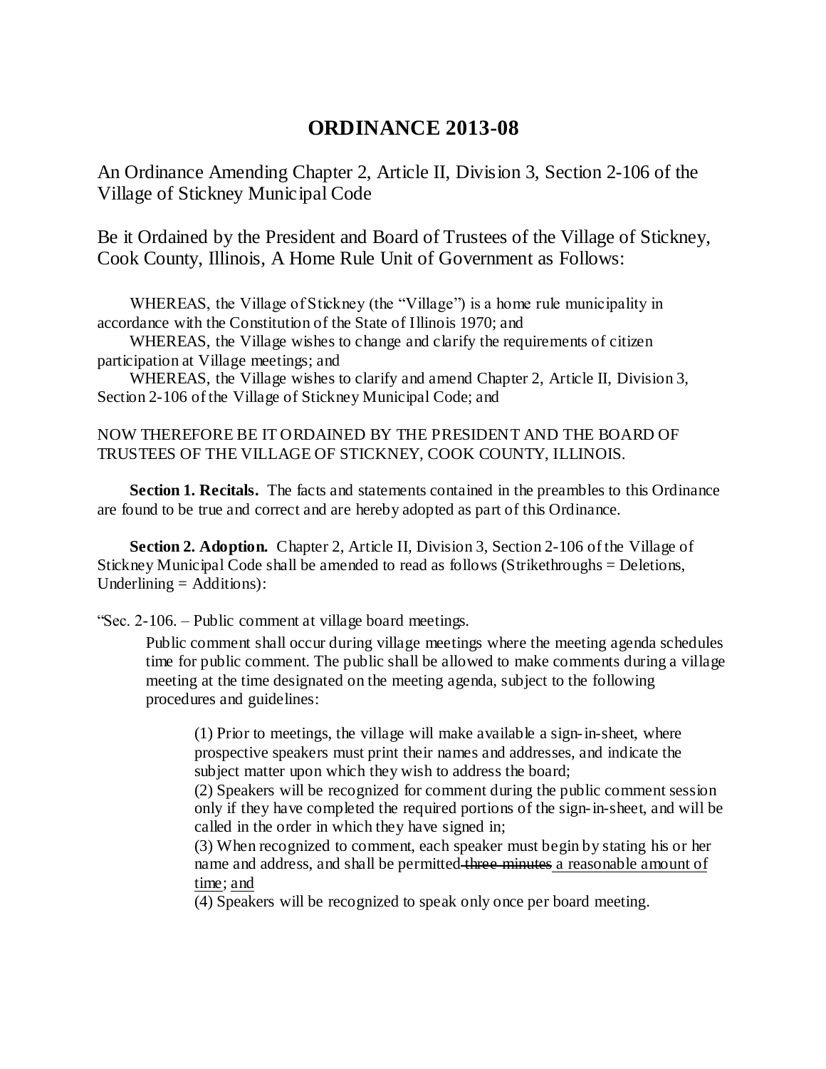# ORDINANCE 2013-08

An Ordinance Amending Chapter 2, Article II, Division 3, Section 2-106 of the Village of Stickney Municipal Code

Be it Ordained by the President and Board of Trustees of the Village of Stickney, Cook County, Illinois, A Home Rule Unit of Government as Follows:

WHEREAS, the Village of Stickney (the "Village") is a home rule municipality in accordance with the Constitution of the State of Illinois 1970; and

WHEREAS, the Village wishes to change and clarify the requirements of citizen participation at Village meetings; and

WHEREAS, the Village wishes to clarify and amend Chapter 2, Article II, Division 3, Section 2-106 of the Village of Stickney Municipal Code; and

NOW THEREFORE BE IT ORDAINED BY THE PRESIDENT AND THE BOARD OF TRUSTEES OF THE VILLAGE OF STICKNEY, COOK COUNTY, ILLINOIS.

**Section 1. Recitals.** The facts and statements contained in the preambles to this Ordinance are found to be true and correct and are hereby adopted as part of this Ordinance.

**Section 2. Adoption.** Chapter 2, Article II, Division 3, Section 2-106 of the Village of Stickney Municipal Code shall be amended to read as follows (Strikethroughs = Deletions, Underlining = Additions):

"Sec. 2-106. – Public comment at village board meetings.

Public comment shall occur during village meetings where the meeting agenda schedules time for public comment. The public shall be allowed to make comments during a village meeting at the time designated on the meeting agenda, subject to the following procedures and guidelines:

(1) Prior to meetings, the village will make available a sign-in-sheet, where prospective speakers must print their names and addresses, and indicate the subject matter upon which they wish to address the board;

(2) Speakers will be recognized for comment during the public comment session only if they have completed the required portions of the sign-in-sheet, and will be called in the order in which they have signed in;

(3) When recognized to comment, each speaker must begin by stating his or her name and address, and shall be permitted ~~three minutes~~ <u>a reasonable amount of time</u>; <u>and</u>

<u>(4) Speakers will be recognized to speak only once per board meeting.</u>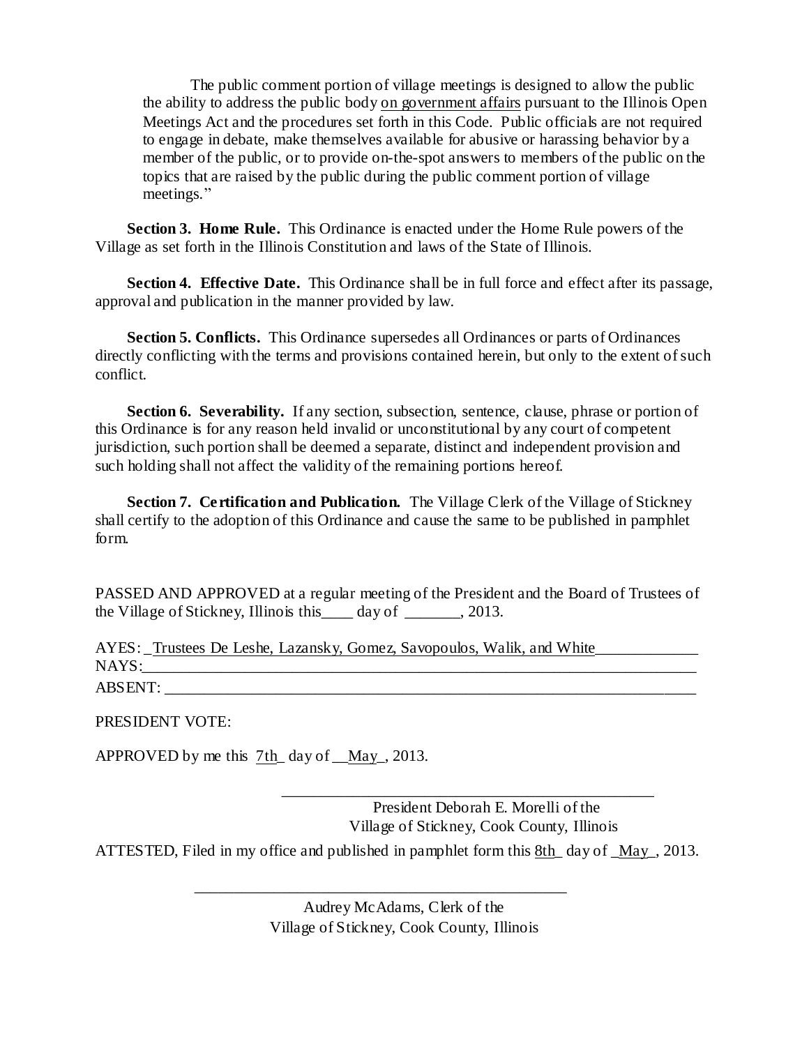The public comment portion of village meetings is designed to allow the public the ability to address the public body on government affairs pursuant to the Illinois Open Meetings Act and the procedures set forth in this Code. Public officials are not required to engage in debate, make themselves available for abusive or harassing behavior by a member of the public, or to provide on-the-spot answers to members of the public on the topics that are raised by the public during the public comment portion of village meetings."

**Section 3. Home Rule.** This Ordinance is enacted under the Home Rule powers of the Village as set forth in the Illinois Constitution and laws of the State of Illinois.

**Section 4. Effective Date.** This Ordinance shall be in full force and effect after its passage, approval and publication in the manner provided by law.

**Section 5. Conflicts.** This Ordinance supersedes all Ordinances or parts of Ordinances directly conflicting with the terms and provisions contained herein, but only to the extent of such conflict.

**Section 6. Severability.** If any section, subsection, sentence, clause, phrase or portion of this Ordinance is for any reason held invalid or unconstitutional by any court of competent jurisdiction, such portion shall be deemed a separate, distinct and independent provision and such holding shall not affect the validity of the remaining portions hereof.

**Section 7. Certification and Publication.** The Village Clerk of the Village of Stickney shall certify to the adoption of this Ordinance and cause the same to be published in pamphlet form.

PASSED AND APPROVED at a regular meeting of the President and the Board of Trustees of the Village of Stickney, Illinois this____ day of _______, 2013.

AYES: _Trustees De Leshe, Lazansky, Gomez, Savopoulos, Walik, and White_____________
NAYS:___________________________________________________________________________
ABSENT: ________________________________________________________________________

PRESIDENT VOTE:

APPROVED by me this 7th_ day of __May_, 2013.

_______________________________________________
President Deborah E. Morelli of the
Village of Stickney, Cook County, Illinois

ATTESTED, Filed in my office and published in pamphlet form this 8th_ day of _May_, 2013.

_______________________________________________
Audrey McAdams, Clerk of the
Village of Stickney, Cook County, Illinois